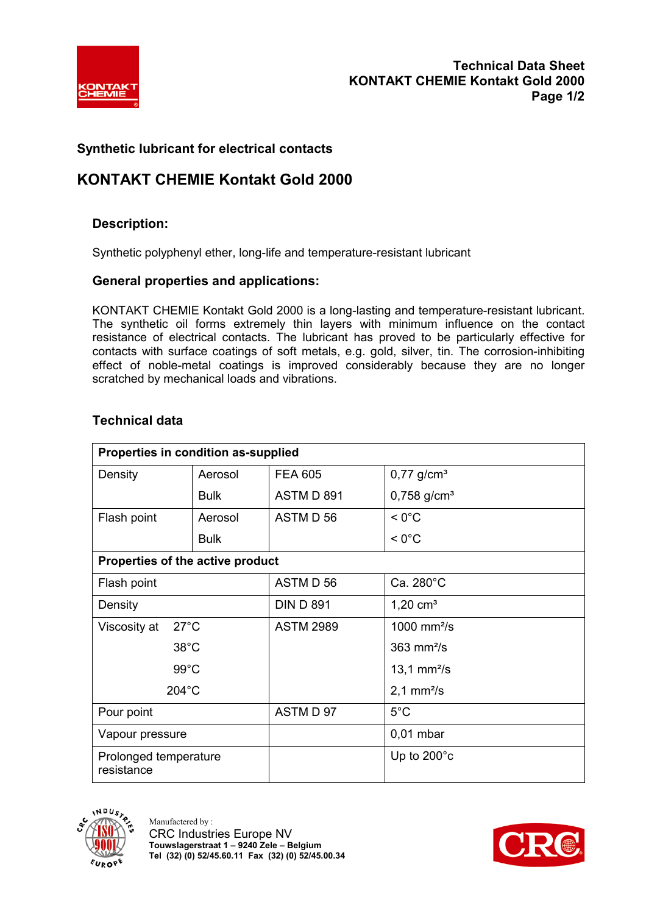## Synthetic lubricant for electrical contacts

# KONTAKT CHEMIE Kontakt Gold 2000

### Description:

Synthetic polyphenyl ether, long-life and temperature-resistant lubricant

### General properties and applications:

KONTAKT CHEMIE Kontakt Gold 2000 is a long-lasting and temperature-resistant lubricant. The synthetic oil forms extremely thin layers with minimum influence on the contact resistance of electrical contacts. The lubricant has proved to be particularly effective for contacts with surface coatings of soft metals, e.g. gold, silver, tin. The corrosion-inhibiting effect of noble-metal coatings is improved considerably because they are no longer scratched by mechanical loads and vibrations.

### Technical data

| **Properties in condition as-supplied** | | | |
|---|---|---|---|
| Density | Aerosol | FEA 605 | 0,77 g/cm³ |
| | Bulk | ASTM D 891 | 0,758 g/cm³ |
| Flash point | Aerosol | ASTM D 56 | < 0°C |
| | Bulk | | < 0°C |
| **Properties of the active product** | | | |
| Flash point | | ASTM D 56 | Ca. 280°C |
| Density | | DIN D 891 | 1,20 cm³ |
| Viscosity at | 27°C | ASTM 2989 | 1000 mm²/s |
| | 38°C | | 363 mm²/s |
| | 99°C | | 13,1 mm²/s |
| | 204°C | | 2,1 mm²/s |
| Pour point | | ASTM D 97 | 5°C |
| Vapour pressure | | | 0,01 mbar |
| Prolonged temperature resistance | | | Up to 200°c |

Manufactered by :
CRC Industries Europe NV
**Touwslagerstraat 1 – 9240 Zele – Belgium**
**Tel (32) (0) 52/45.60.11 Fax (32) (0) 52/45.00.34**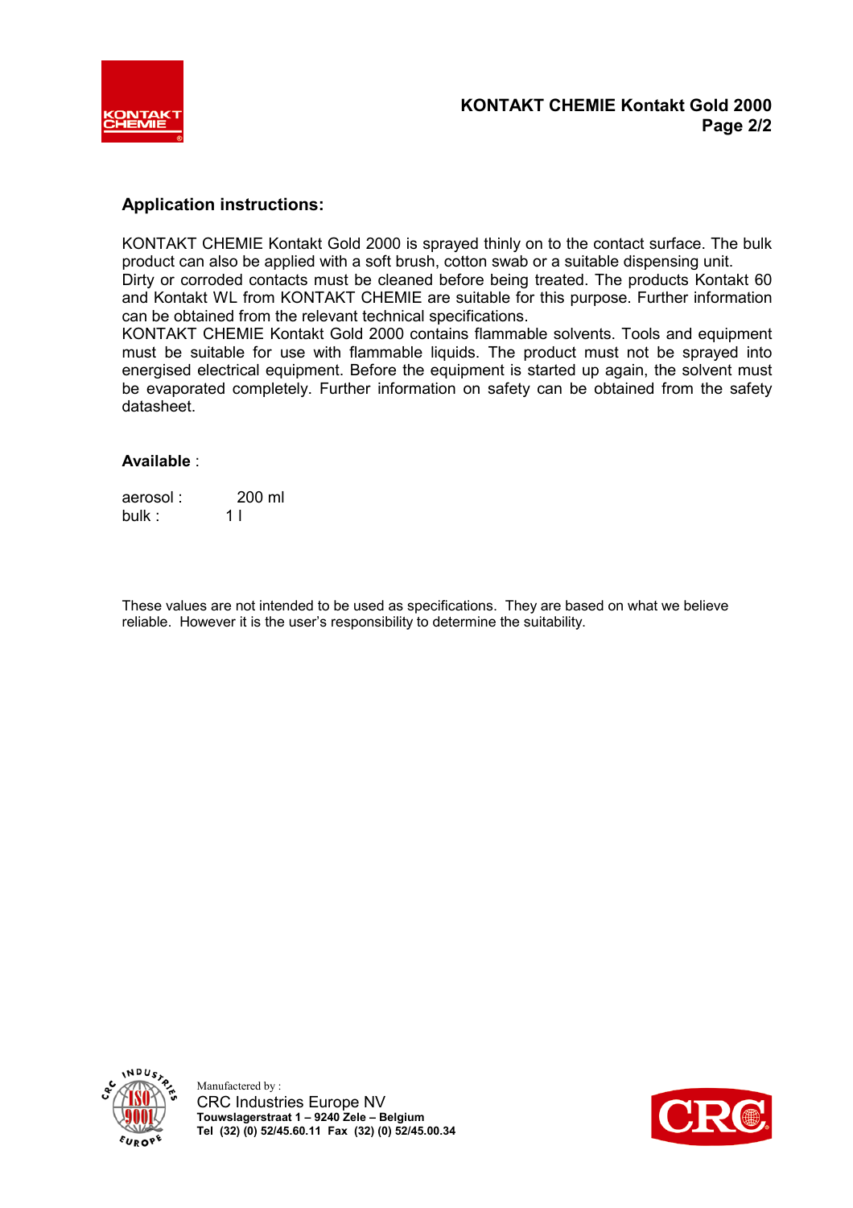## Application instructions:

KONTAKT CHEMIE Kontakt Gold 2000 is sprayed thinly on to the contact surface. The bulk product can also be applied with a soft brush, cotton swab or a suitable dispensing unit.
Dirty or corroded contacts must be cleaned before being treated. The products Kontakt 60 and Kontakt WL from KONTAKT CHEMIE are suitable for this purpose. Further information can be obtained from the relevant technical specifications.
KONTAKT CHEMIE Kontakt Gold 2000 contains flammable solvents. Tools and equipment must be suitable for use with flammable liquids. The product must not be sprayed into energised electrical equipment. Before the equipment is started up again, the solvent must be evaporated completely. Further information on safety can be obtained from the safety datasheet.

**Available** :

aerosol : 200 ml
bulk : 1 l

These values are not intended to be used as specifications. They are based on what we believe reliable. However it is the user's responsibility to determine the suitability.

Manufactered by :
CRC Industries Europe NV
**Touwslagerstraat 1 – 9240 Zele – Belgium**
**Tel (32) (0) 52/45.60.11 Fax (32) (0) 52/45.00.34**